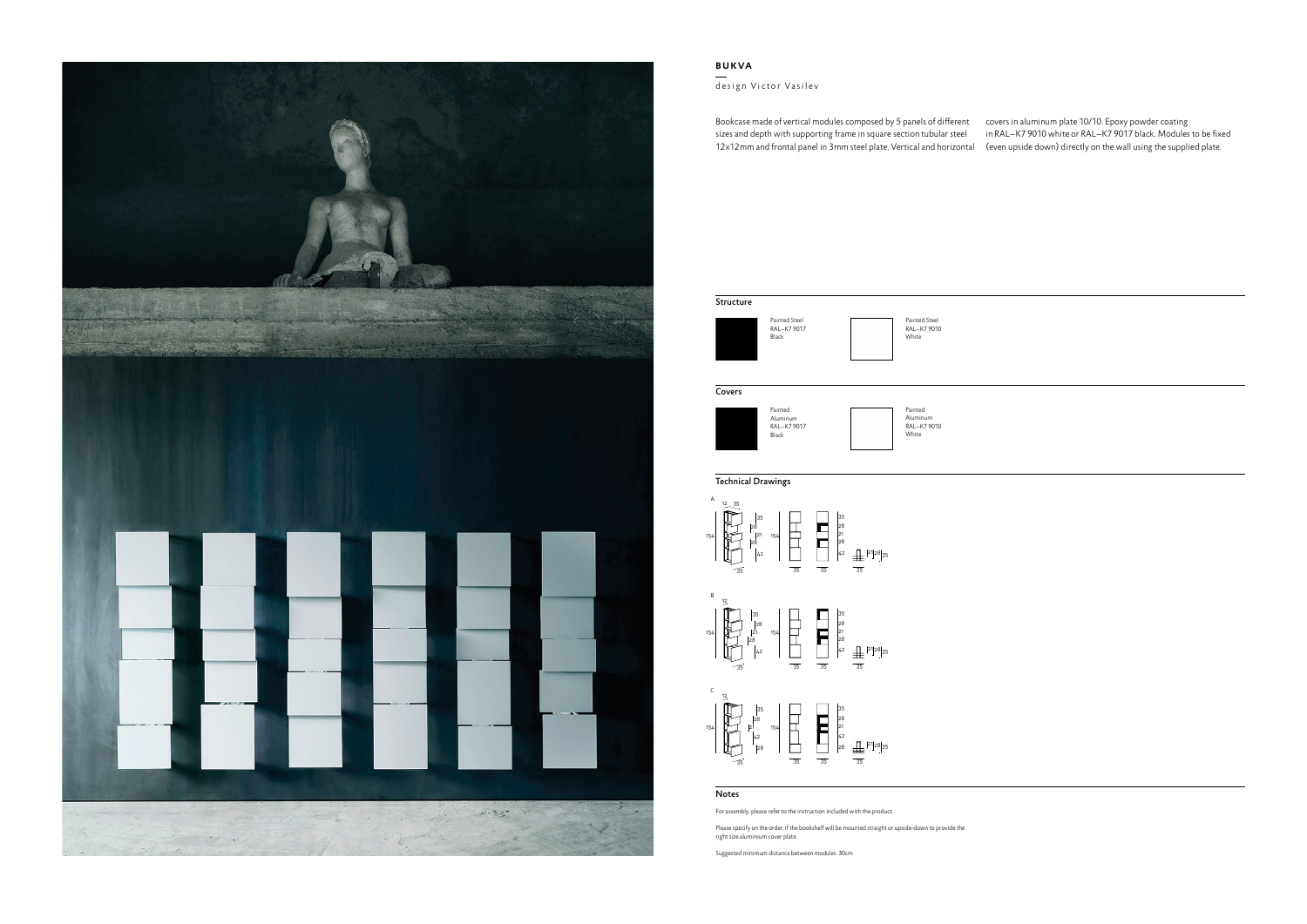# BUKVA

design Victor Vasilev

Bookcase made of vertical modules composed by 5 panels of different sizes and depth with supporting frame in square section tubular steel 12x12mm and frontal panel in 3mm steel plate. Vertical and horizontal covers in aluminum plate 10/10. Epoxy powder coating in RAL–K7 9010 white or RAL–K7 9017 black. Modules to be fixed (even upside down) directly on the wall using the supplied plate.

## Structure

Painted Steel
RAL–K7 9017
Black

Painted Steel
RAL–K7 9010
White

## Covers

Painted
Aluminum
RAL–K7 9017
Black

Painted
Aluminum
RAL–K7 9010
White

## Technical Drawings

A

B

C

## Notes

For assembly, please refer to the instruction included with the product.

Please specify on the order, if the bookshelf will be mounted straight or upside-down to provide the right size aluminium cover plate.

Suggested minimum distance between modules: 30cm.